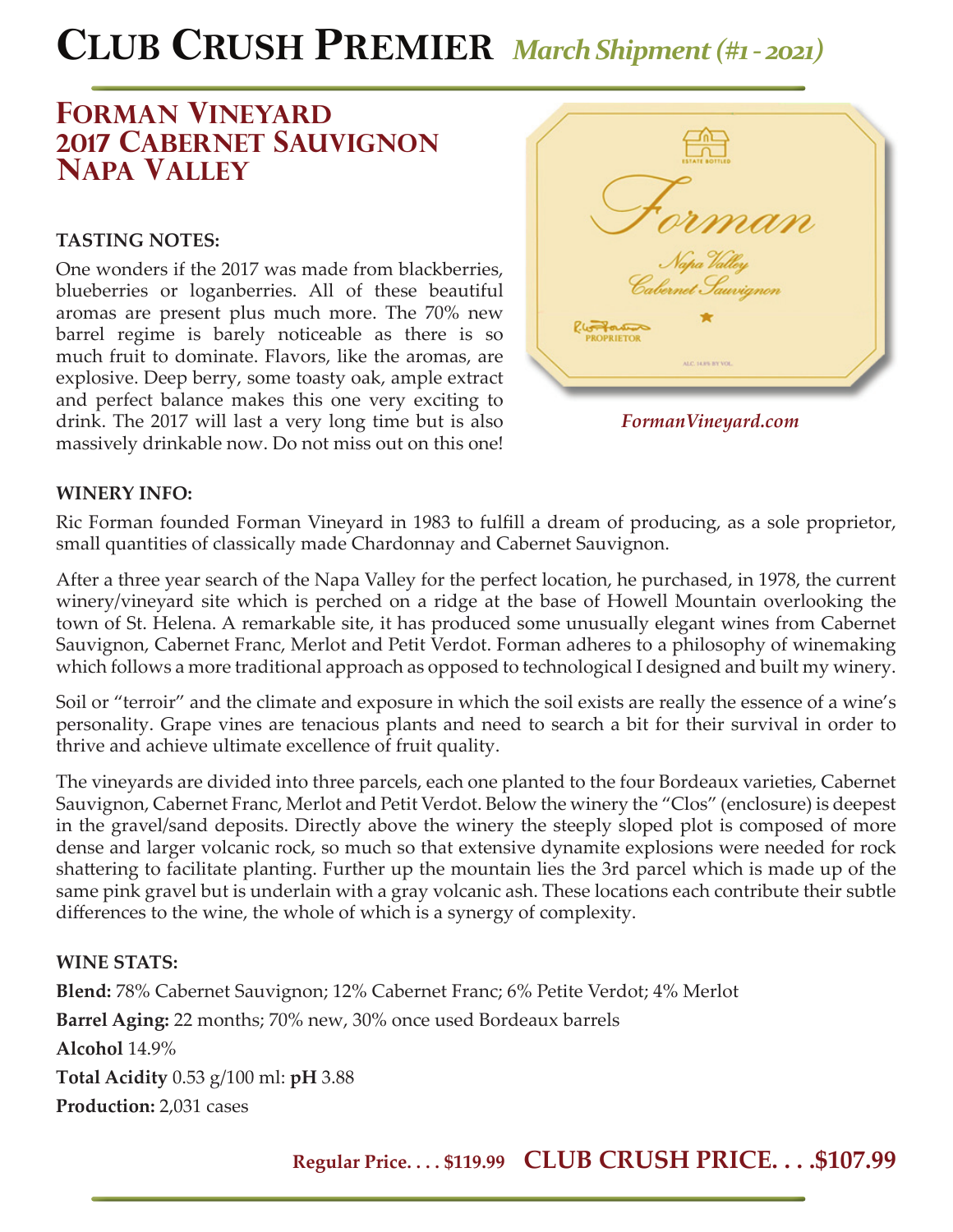# Club Crush Premier *March Shipment (#1 - 2021)*

## Forman Vineyard 2017 Cabernet Sauvignon Napa Valley

**TASTING NOTES:**

One wonders if the 2017 was made from blackberries, blueberries or loganberries. All of these beautiful aromas are present plus much more. The 70% new barrel regime is barely noticeable as there is so much fruit to dominate. Flavors, like the aromas, are explosive. Deep berry, some toasty oak, ample extract and perfect balance makes this one very exciting to drink. The 2017 will last a very long time but is also massively drinkable now. Do not miss out on this one!

*FormanVineyard.com*

**WINERY INFO:**

Ric Forman founded Forman Vineyard in 1983 to fulfill a dream of producing, as a sole proprietor, small quantities of classically made Chardonnay and Cabernet Sauvignon.

After a three year search of the Napa Valley for the perfect location, he purchased, in 1978, the current winery/vineyard site which is perched on a ridge at the base of Howell Mountain overlooking the town of St. Helena. A remarkable site, it has produced some unusually elegant wines from Cabernet Sauvignon, Cabernet Franc, Merlot and Petit Verdot. Forman adheres to a philosophy of winemaking which follows a more traditional approach as opposed to technological I designed and built my winery.

Soil or "terroir" and the climate and exposure in which the soil exists are really the essence of a wine's personality. Grape vines are tenacious plants and need to search a bit for their survival in order to thrive and achieve ultimate excellence of fruit quality.

The vineyards are divided into three parcels, each one planted to the four Bordeaux varieties, Cabernet Sauvignon, Cabernet Franc, Merlot and Petit Verdot. Below the winery the "Clos" (enclosure) is deepest in the gravel/sand deposits. Directly above the winery the steeply sloped plot is composed of more dense and larger volcanic rock, so much so that extensive dynamite explosions were needed for rock shattering to facilitate planting. Further up the mountain lies the 3rd parcel which is made up of the same pink gravel but is underlain with a gray volcanic ash. These locations each contribute their subtle differences to the wine, the whole of which is a synergy of complexity.

**WINE STATS:**

**Blend:** 78% Cabernet Sauvignon; 12% Cabernet Franc; 6% Petite Verdot; 4% Merlot

**Barrel Aging:** 22 months; 70% new, 30% once used Bordeaux barrels

**Alcohol** 14.9%

**Total Acidity** 0.53 g/100 ml: **pH** 3.88

**Production:** 2,031 cases

**Regular Price. . . . $119.99** **CLUB CRUSH PRICE. . . .$107.99**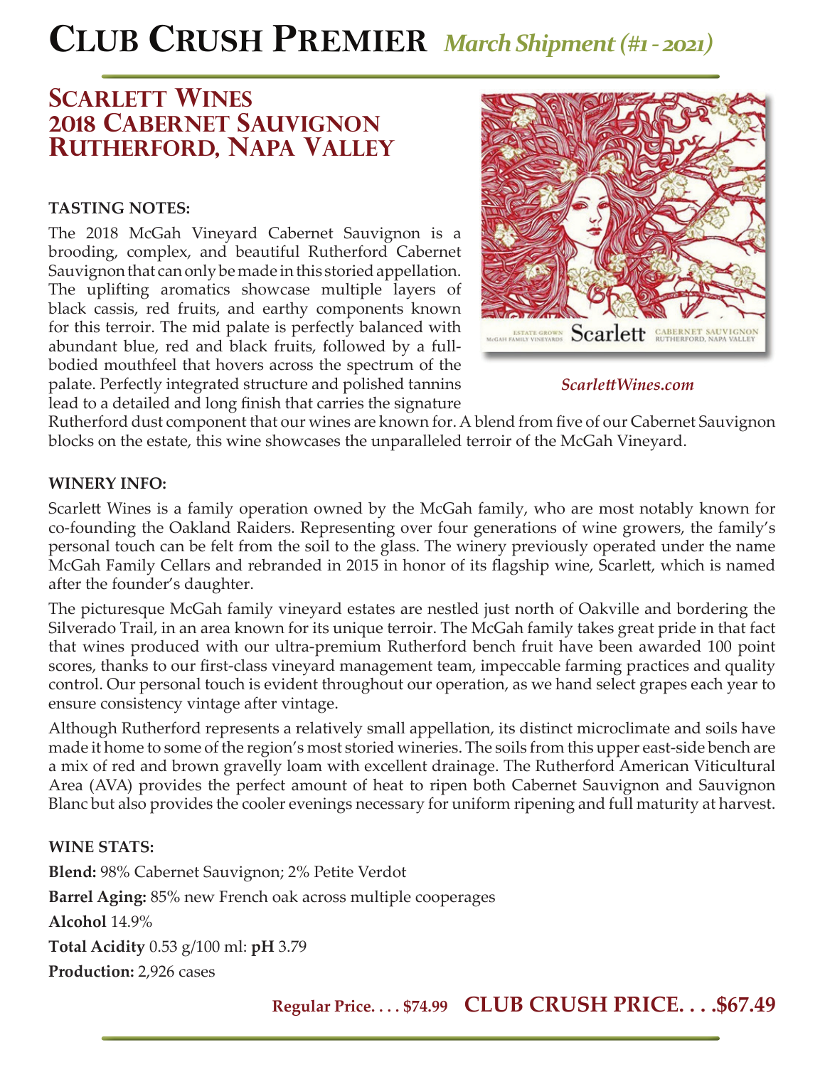# Club Crush Premier *March Shipment (#1 - 2021)*

## Scarlett Wines 2018 Cabernet Sauvignon Rutherford, Napa Valley

*ScarlettWines.com*

**TASTING NOTES:**

The 2018 McGah Vineyard Cabernet Sauvignon is a brooding, complex, and beautiful Rutherford Cabernet Sauvignon that can only be made in this storied appellation. The uplifting aromatics showcase multiple layers of black cassis, red fruits, and earthy components known for this terroir. The mid palate is perfectly balanced with abundant blue, red and black fruits, followed by a full-bodied mouthfeel that hovers across the spectrum of the palate. Perfectly integrated structure and polished tannins lead to a detailed and long finish that carries the signature Rutherford dust component that our wines are known for. A blend from five of our Cabernet Sauvignon blocks on the estate, this wine showcases the unparalleled terroir of the McGah Vineyard.

**WINERY INFO:**

Scarlett Wines is a family operation owned by the McGah family, who are most notably known for co-founding the Oakland Raiders. Representing over four generations of wine growers, the family's personal touch can be felt from the soil to the glass. The winery previously operated under the name McGah Family Cellars and rebranded in 2015 in honor of its flagship wine, Scarlett, which is named after the founder's daughter.

The picturesque McGah family vineyard estates are nestled just north of Oakville and bordering the Silverado Trail, in an area known for its unique terroir. The McGah family takes great pride in that fact that wines produced with our ultra-premium Rutherford bench fruit have been awarded 100 point scores, thanks to our first-class vineyard management team, impeccable farming practices and quality control. Our personal touch is evident throughout our operation, as we hand select grapes each year to ensure consistency vintage after vintage.

Although Rutherford represents a relatively small appellation, its distinct microclimate and soils have made it home to some of the region's most storied wineries. The soils from this upper east-side bench are a mix of red and brown gravelly loam with excellent drainage. The Rutherford American Viticultural Area (AVA) provides the perfect amount of heat to ripen both Cabernet Sauvignon and Sauvignon Blanc but also provides the cooler evenings necessary for uniform ripening and full maturity at harvest.

**WINE STATS:**

**Blend:** 98% Cabernet Sauvignon; 2% Petite Verdot

**Barrel Aging:** 85% new French oak across multiple cooperages

**Alcohol** 14.9%

**Total Acidity** 0.53 g/100 ml: **pH** 3.79

**Production:** 2,926 cases

**Regular Price. . . . $74.99** **CLUB CRUSH PRICE. . . .$67.49**